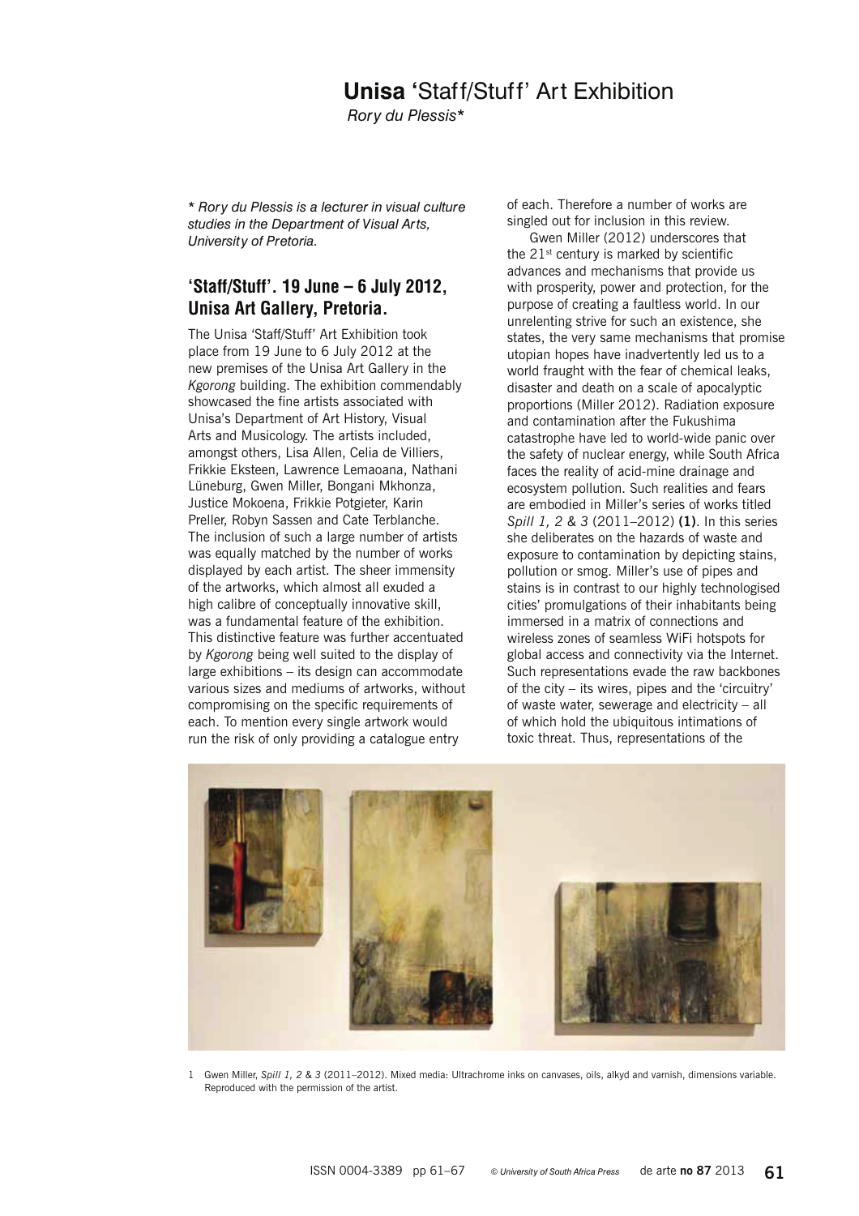# **Unisa** 'Staff/Stuff' Art Exhibition

*Rory du Plessis**

*\* Rory du Plessis is a lecturer in visual culture studies in the Department of Visual Arts, University of Pretoria.*

## 'Staff/Stuff'. 19 June – 6 July 2012, Unisa Art Gallery, Pretoria.

The Unisa 'Staff/Stuff' Art Exhibition took place from 19 June to 6 July 2012 at the new premises of the Unisa Art Gallery in the *Kgorong* building. The exhibition commendably showcased the fine artists associated with Unisa's Department of Art History, Visual Arts and Musicology. The artists included, amongst others, Lisa Allen, Celia de Villiers, Frikkie Eksteen, Lawrence Lemaoana, Nathani Lüneburg, Gwen Miller, Bongani Mkhonza, Justice Mokoena, Frikkie Potgieter, Karin Preller, Robyn Sassen and Cate Terblanche. The inclusion of such a large number of artists was equally matched by the number of works displayed by each artist. The sheer immensity of the artworks, which almost all exuded a high calibre of conceptually innovative skill, was a fundamental feature of the exhibition. This distinctive feature was further accentuated by *Kgorong* being well suited to the display of large exhibitions – its design can accommodate various sizes and mediums of artworks, without compromising on the specific requirements of each. To mention every single artwork would run the risk of only providing a catalogue entry of each. Therefore a number of works are singled out for inclusion in this review.

Gwen Miller (2012) underscores that the 21st century is marked by scientific advances and mechanisms that provide us with prosperity, power and protection, for the purpose of creating a faultless world. In our unrelenting strive for such an existence, she states, the very same mechanisms that promise utopian hopes have inadvertently led us to a world fraught with the fear of chemical leaks, disaster and death on a scale of apocalyptic proportions (Miller 2012). Radiation exposure and contamination after the Fukushima catastrophe have led to world-wide panic over the safety of nuclear energy, while South Africa faces the reality of acid-mine drainage and ecosystem pollution. Such realities and fears are embodied in Miller's series of works titled *Spill 1, 2 & 3* (2011–2012) **(1)**. In this series she deliberates on the hazards of waste and exposure to contamination by depicting stains, pollution or smog. Miller's use of pipes and stains is in contrast to our highly technologised cities' promulgations of their inhabitants being immersed in a matrix of connections and wireless zones of seamless WiFi hotspots for global access and connectivity via the Internet. Such representations evade the raw backbones of the city – its wires, pipes and the 'circuitry' of waste water, sewerage and electricity – all of which hold the ubiquitous intimations of toxic threat. Thus, representations of the

1 Gwen Miller, *Spill 1, 2 & 3* (2011–2012). Mixed media: Ultrachrome inks on canvases, oils, alkyd and varnish, dimensions variable. Reproduced with the permission of the artist.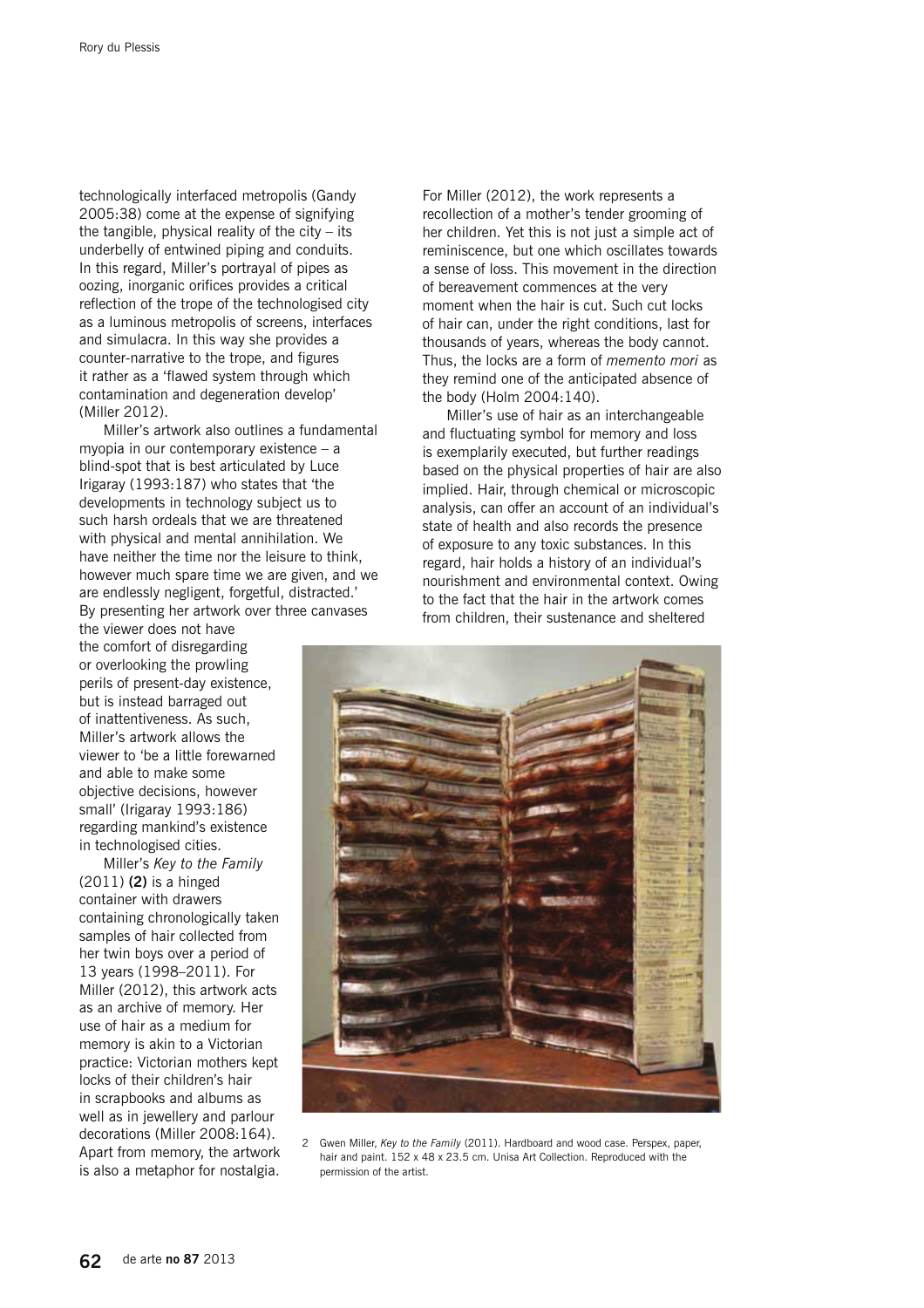technologically interfaced metropolis (Gandy 2005:38) come at the expense of signifying the tangible, physical reality of the city – its underbelly of entwined piping and conduits. In this regard, Miller's portrayal of pipes as oozing, inorganic orifices provides a critical reflection of the trope of the technologised city as a luminous metropolis of screens, interfaces and simulacra. In this way she provides a counter-narrative to the trope, and figures it rather as a 'flawed system through which contamination and degeneration develop' (Miller 2012).

Miller's artwork also outlines a fundamental myopia in our contemporary existence – a blind-spot that is best articulated by Luce Irigaray (1993:187) who states that 'the developments in technology subject us to such harsh ordeals that we are threatened with physical and mental annihilation. We have neither the time nor the leisure to think, however much spare time we are given, and we are endlessly negligent, forgetful, distracted.' By presenting her artwork over three canvases the viewer does not have the comfort of disregarding or overlooking the prowling perils of present-day existence, but is instead barraged out of inattentiveness. As such, Miller's artwork allows the viewer to 'be a little forewarned and able to make some objective decisions, however small' (Irigaray 1993:186) regarding mankind's existence in technologised cities.

Miller's *Key to the Family* (2011) **(2)** is a hinged container with drawers containing chronologically taken samples of hair collected from her twin boys over a period of 13 years (1998–2011). For Miller (2012), this artwork acts as an archive of memory. Her use of hair as a medium for memory is akin to a Victorian practice: Victorian mothers kept locks of their children's hair in scrapbooks and albums as well as in jewellery and parlour decorations (Miller 2008:164). Apart from memory, the artwork is also a metaphor for nostalgia. For Miller (2012), the work represents a recollection of a mother's tender grooming of her children. Yet this is not just a simple act of reminiscence, but one which oscillates towards a sense of loss. This movement in the direction of bereavement commences at the very moment when the hair is cut. Such cut locks of hair can, under the right conditions, last for thousands of years, whereas the body cannot. Thus, the locks are a form of *memento mori* as they remind one of the anticipated absence of the body (Holm 2004:140).

Miller's use of hair as an interchangeable and fluctuating symbol for memory and loss is exemplarily executed, but further readings based on the physical properties of hair are also implied. Hair, through chemical or microscopic analysis, can offer an account of an individual's state of health and also records the presence of exposure to any toxic substances. In this regard, hair holds a history of an individual's nourishment and environmental context. Owing to the fact that the hair in the artwork comes from children, their sustenance and sheltered

2 Gwen Miller, *Key to the Family* (2011). Hardboard and wood case. Perspex, paper, hair and paint. 152 x 48 x 23.5 cm. Unisa Art Collection. Reproduced with the permission of the artist.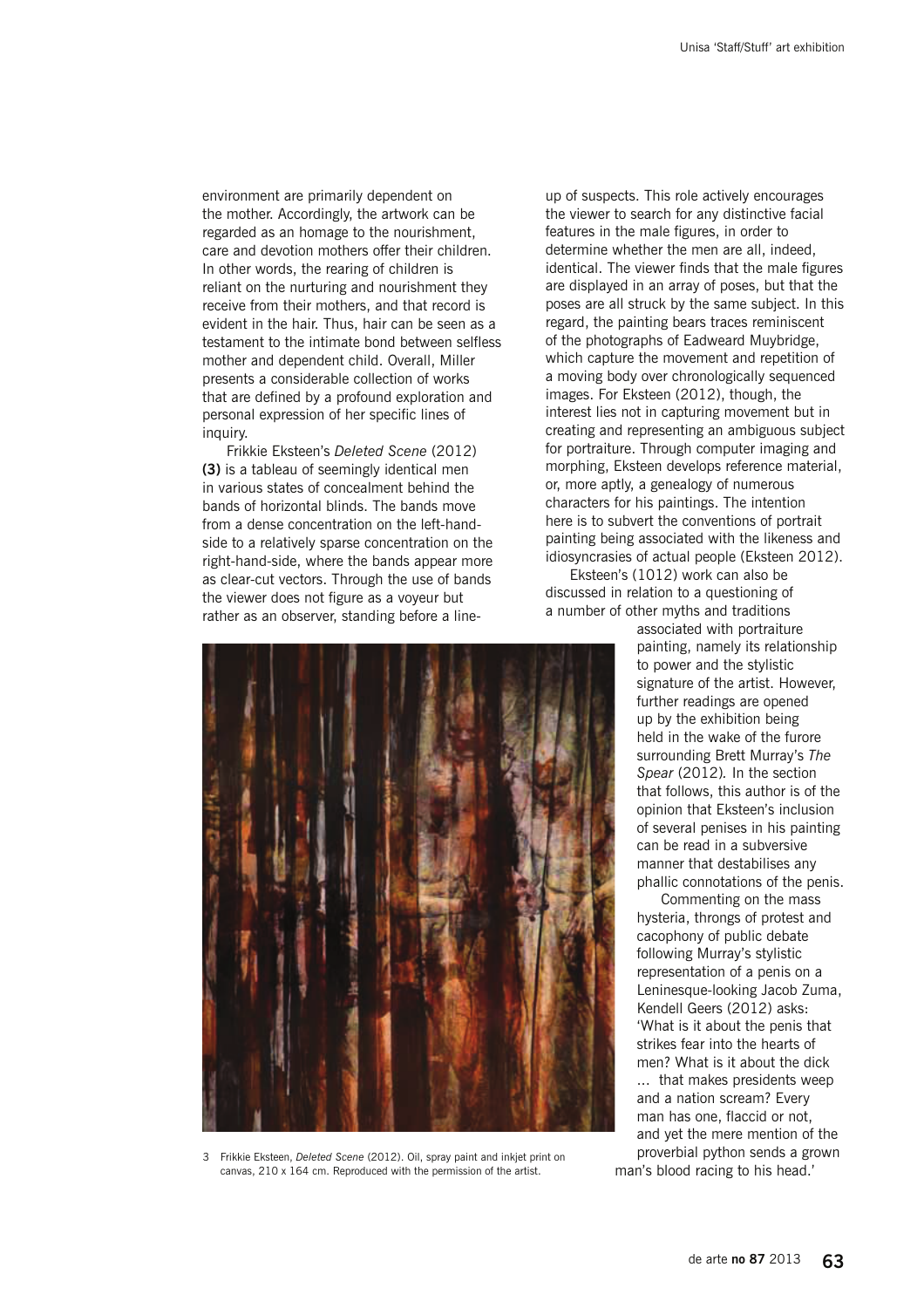environment are primarily dependent on the mother. Accordingly, the artwork can be regarded as an homage to the nourishment, care and devotion mothers offer their children. In other words, the rearing of children is reliant on the nurturing and nourishment they receive from their mothers, and that record is evident in the hair. Thus, hair can be seen as a testament to the intimate bond between selfless mother and dependent child. Overall, Miller presents a considerable collection of works that are defined by a profound exploration and personal expression of her specific lines of inquiry.

Frikkie Eksteen's *Deleted Scene* (2012) **(3)** is a tableau of seemingly identical men in various states of concealment behind the bands of horizontal blinds. The bands move from a dense concentration on the left-hand-side to a relatively sparse concentration on the right-hand-side, where the bands appear more as clear-cut vectors. Through the use of bands the viewer does not figure as a voyeur but rather as an observer, standing before a line-up of suspects. This role actively encourages the viewer to search for any distinctive facial features in the male figures, in order to determine whether the men are all, indeed, identical. The viewer finds that the male figures are displayed in an array of poses, but that the poses are all struck by the same subject. In this regard, the painting bears traces reminiscent of the photographs of Eadweard Muybridge, which capture the movement and repetition of a moving body over chronologically sequenced images. For Eksteen (2012), though, the interest lies not in capturing movement but in creating and representing an ambiguous subject for portraiture. Through computer imaging and morphing, Eksteen develops reference material, or, more aptly, a genealogy of numerous characters for his paintings. The intention here is to subvert the conventions of portrait painting being associated with the likeness and idiosyncrasies of actual people (Eksteen 2012).

Eksteen's (1012) work can also be discussed in relation to a questioning of a number of other myths and traditions associated with portraiture painting, namely its relationship to power and the stylistic signature of the artist. However, further readings are opened up by the exhibition being held in the wake of the furore surrounding Brett Murray's *The Spear* (2012). In the section that follows, this author is of the opinion that Eksteen's inclusion of several penises in his painting can be read in a subversive manner that destabilises any phallic connotations of the penis.

Commenting on the mass hysteria, throngs of protest and cacophony of public debate following Murray's stylistic representation of a penis on a Leninesque-looking Jacob Zuma, Kendell Geers (2012) asks: 'What is it about the penis that strikes fear into the hearts of men? What is it about the dick … that makes presidents weep and a nation scream? Every man has one, flaccid or not, and yet the mere mention of the proverbial python sends a grown man's blood racing to his head.'

3 Frikkie Eksteen, *Deleted Scene* (2012). Oil, spray paint and inkjet print on canvas, 210 x 164 cm. Reproduced with the permission of the artist.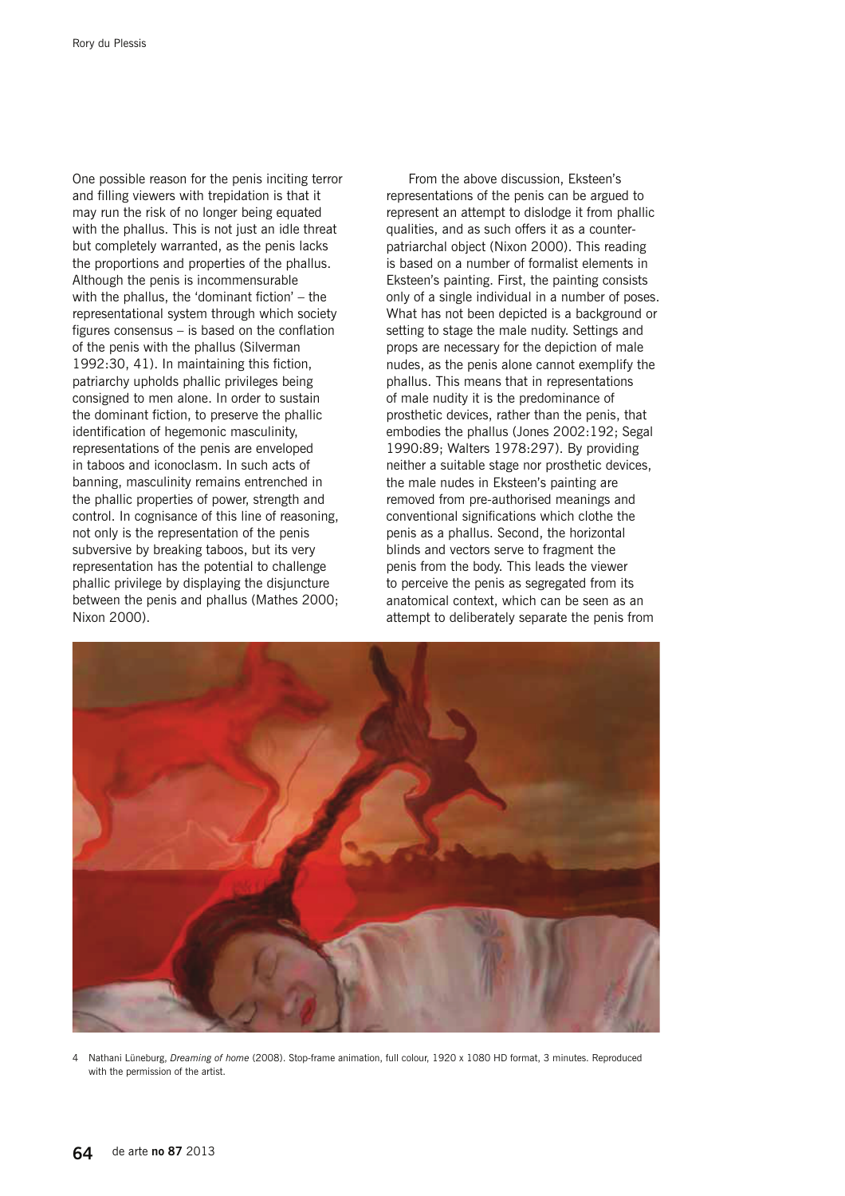One possible reason for the penis inciting terror and filling viewers with trepidation is that it may run the risk of no longer being equated with the phallus. This is not just an idle threat but completely warranted, as the penis lacks the proportions and properties of the phallus. Although the penis is incommensurable with the phallus, the 'dominant fiction' – the representational system through which society figures consensus – is based on the conflation of the penis with the phallus (Silverman 1992:30, 41). In maintaining this fiction, patriarchy upholds phallic privileges being consigned to men alone. In order to sustain the dominant fiction, to preserve the phallic identification of hegemonic masculinity, representations of the penis are enveloped in taboos and iconoclasm. In such acts of banning, masculinity remains entrenched in the phallic properties of power, strength and control. In cognisance of this line of reasoning, not only is the representation of the penis subversive by breaking taboos, but its very representation has the potential to challenge phallic privilege by displaying the disjuncture between the penis and phallus (Mathes 2000; Nixon 2000).

From the above discussion, Eksteen's representations of the penis can be argued to represent an attempt to dislodge it from phallic qualities, and as such offers it as a counter-patriarchal object (Nixon 2000). This reading is based on a number of formalist elements in Eksteen's painting. First, the painting consists only of a single individual in a number of poses. What has not been depicted is a background or setting to stage the male nudity. Settings and props are necessary for the depiction of male nudes, as the penis alone cannot exemplify the phallus. This means that in representations of male nudity it is the predominance of prosthetic devices, rather than the penis, that embodies the phallus (Jones 2002:192; Segal 1990:89; Walters 1978:297). By providing neither a suitable stage nor prosthetic devices, the male nudes in Eksteen's painting are removed from pre-authorised meanings and conventional significations which clothe the penis as a phallus. Second, the horizontal blinds and vectors serve to fragment the penis from the body. This leads the viewer to perceive the penis as segregated from its anatomical context, which can be seen as an attempt to deliberately separate the penis from

4 Nathani Lüneburg, *Dreaming of home* (2008). Stop-frame animation, full colour, 1920 x 1080 HD format, 3 minutes. Reproduced with the permission of the artist.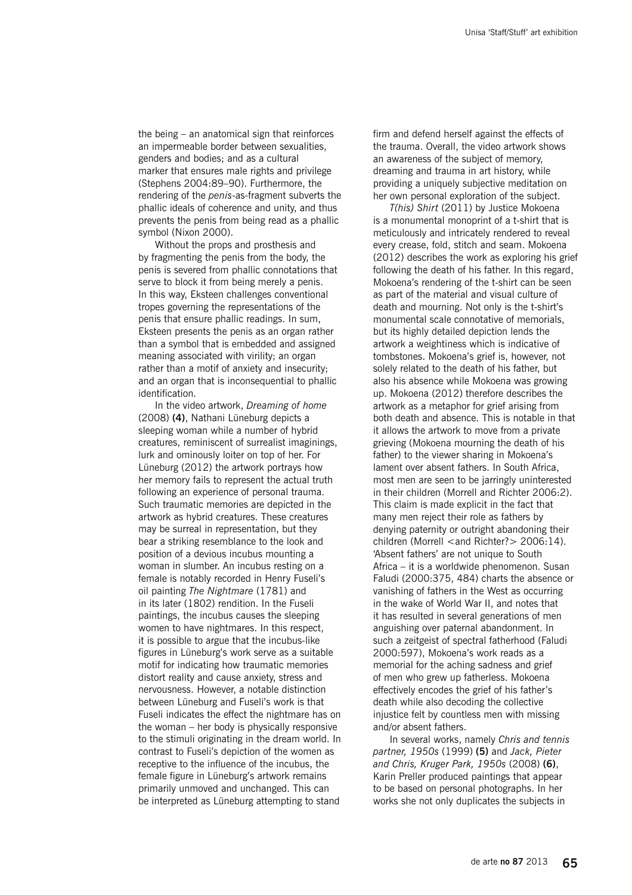the being – an anatomical sign that reinforces an impermeable border between sexualities, genders and bodies; and as a cultural marker that ensures male rights and privilege (Stephens 2004:89–90). Furthermore, the rendering of the *penis*-as-fragment subverts the phallic ideals of coherence and unity, and thus prevents the penis from being read as a phallic symbol (Nixon 2000).

Without the props and prosthesis and by fragmenting the penis from the body, the penis is severed from phallic connotations that serve to block it from being merely a penis. In this way, Eksteen challenges conventional tropes governing the representations of the penis that ensure phallic readings. In sum, Eksteen presents the penis as an organ rather than a symbol that is embedded and assigned meaning associated with virility; an organ rather than a motif of anxiety and insecurity; and an organ that is inconsequential to phallic identification.

In the video artwork, *Dreaming of home* (2008) **(4)**, Nathani Lüneburg depicts a sleeping woman while a number of hybrid creatures, reminiscent of surrealist imaginings, lurk and ominously loiter on top of her. For Lüneburg (2012) the artwork portrays how her memory fails to represent the actual truth following an experience of personal trauma. Such traumatic memories are depicted in the artwork as hybrid creatures. These creatures may be surreal in representation, but they bear a striking resemblance to the look and position of a devious incubus mounting a woman in slumber. An incubus resting on a female is notably recorded in Henry Fuseli's oil painting *The Nightmare* (1781) and in its later (1802) rendition. In the Fuseli paintings, the incubus causes the sleeping women to have nightmares. In this respect, it is possible to argue that the incubus-like figures in Lüneburg's work serve as a suitable motif for indicating how traumatic memories distort reality and cause anxiety, stress and nervousness. However, a notable distinction between Lüneburg and Fuseli's work is that Fuseli indicates the effect the nightmare has on the woman – her body is physically responsive to the stimuli originating in the dream world. In contrast to Fuseli's depiction of the women as receptive to the influence of the incubus, the female figure in Lüneburg's artwork remains primarily unmoved and unchanged. This can be interpreted as Lüneburg attempting to stand firm and defend herself against the effects of the trauma. Overall, the video artwork shows an awareness of the subject of memory, dreaming and trauma in art history, while providing a uniquely subjective meditation on her own personal exploration of the subject.

*T(his) Shirt* (2011) by Justice Mokoena is a monumental monoprint of a t-shirt that is meticulously and intricately rendered to reveal every crease, fold, stitch and seam. Mokoena (2012) describes the work as exploring his grief following the death of his father. In this regard, Mokoena's rendering of the t-shirt can be seen as part of the material and visual culture of death and mourning. Not only is the t-shirt's monumental scale connotative of memorials, but its highly detailed depiction lends the artwork a weightiness which is indicative of tombstones. Mokoena's grief is, however, not solely related to the death of his father, but also his absence while Mokoena was growing up. Mokoena (2012) therefore describes the artwork as a metaphor for grief arising from both death and absence. This is notable in that it allows the artwork to move from a private grieving (Mokoena mourning the death of his father) to the viewer sharing in Mokoena's lament over absent fathers. In South Africa, most men are seen to be jarringly uninterested in their children (Morrell and Richter 2006:2). This claim is made explicit in the fact that many men reject their role as fathers by denying paternity or outright abandoning their children (Morrell <and Richter?> 2006:14). 'Absent fathers' are not unique to South Africa – it is a worldwide phenomenon. Susan Faludi (2000:375, 484) charts the absence or vanishing of fathers in the West as occurring in the wake of World War II, and notes that it has resulted in several generations of men anguishing over paternal abandonment. In such a zeitgeist of spectral fatherhood (Faludi 2000:597), Mokoena's work reads as a memorial for the aching sadness and grief of men who grew up fatherless. Mokoena effectively encodes the grief of his father's death while also decoding the collective injustice felt by countless men with missing and/or absent fathers.

In several works, namely *Chris and tennis partner, 1950s* (1999) **(5)** and *Jack, Pieter and Chris, Kruger Park, 1950s* (2008) **(6)**, Karin Preller produced paintings that appear to be based on personal photographs. In her works she not only duplicates the subjects in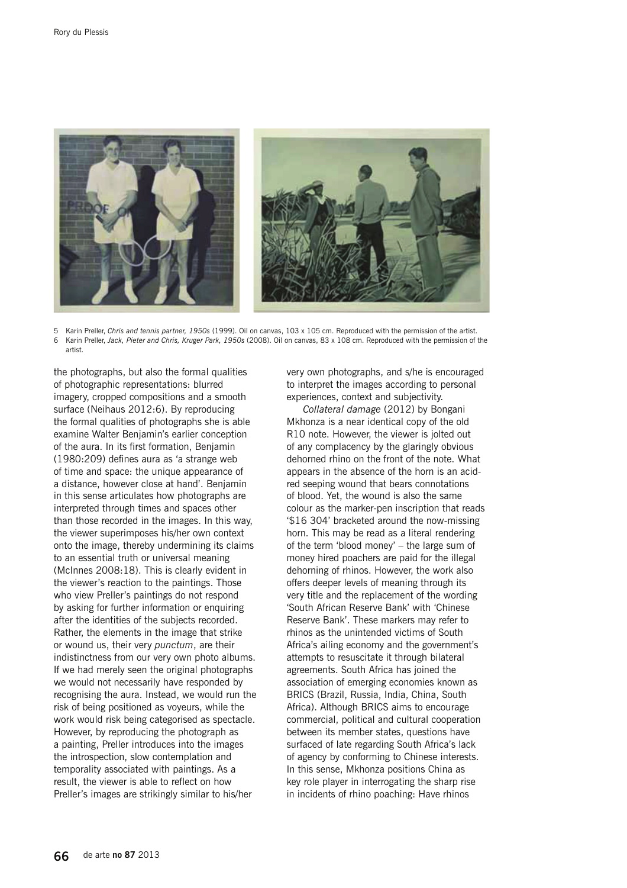5 Karin Preller, *Chris and tennis partner, 1950s* (1999). Oil on canvas, 103 x 105 cm. Reproduced with the permission of the artist.
6 Karin Preller, *Jack, Pieter and Chris, Kruger Park, 1950s* (2008). Oil on canvas, 83 x 108 cm. Reproduced with the permission of the artist.

the photographs, but also the formal qualities of photographic representations: blurred imagery, cropped compositions and a smooth surface (Neihaus 2012:6). By reproducing the formal qualities of photographs she is able examine Walter Benjamin's earlier conception of the aura. In its first formation, Benjamin (1980:209) defines aura as 'a strange web of time and space: the unique appearance of a distance, however close at hand'. Benjamin in this sense articulates how photographs are interpreted through times and spaces other than those recorded in the images. In this way, the viewer superimposes his/her own context onto the image, thereby undermining its claims to an essential truth or universal meaning (McInnes 2008:18). This is clearly evident in the viewer's reaction to the paintings. Those who view Preller's paintings do not respond by asking for further information or enquiring after the identities of the subjects recorded. Rather, the elements in the image that strike or wound us, their very *punctum*, are their indistinctness from our very own photo albums. If we had merely seen the original photographs we would not necessarily have responded by recognising the aura. Instead, we would run the risk of being positioned as voyeurs, while the work would risk being categorised as spectacle. However, by reproducing the photograph as a painting, Preller introduces into the images the introspection, slow contemplation and temporality associated with paintings. As a result, the viewer is able to reflect on how Preller's images are strikingly similar to his/her very own photographs, and s/he is encouraged to interpret the images according to personal experiences, context and subjectivity.

*Collateral damage* (2012) by Bongani Mkhonza is a near identical copy of the old R10 note. However, the viewer is jolted out of any complacency by the glaringly obvious dehorned rhino on the front of the note. What appears in the absence of the horn is an acid-red seeping wound that bears connotations of blood. Yet, the wound is also the same colour as the marker-pen inscription that reads '$16 304' bracketed around the now-missing horn. This may be read as a literal rendering of the term 'blood money' – the large sum of money hired poachers are paid for the illegal dehorning of rhinos. However, the work also offers deeper levels of meaning through its very title and the replacement of the wording 'South African Reserve Bank' with 'Chinese Reserve Bank'. These markers may refer to rhinos as the unintended victims of South Africa's ailing economy and the government's attempts to resuscitate it through bilateral agreements. South Africa has joined the association of emerging economies known as BRICS (Brazil, Russia, India, China, South Africa). Although BRICS aims to encourage commercial, political and cultural cooperation between its member states, questions have surfaced of late regarding South Africa's lack of agency by conforming to Chinese interests. In this sense, Mkhonza positions China as key role player in interrogating the sharp rise in incidents of rhino poaching: Have rhinos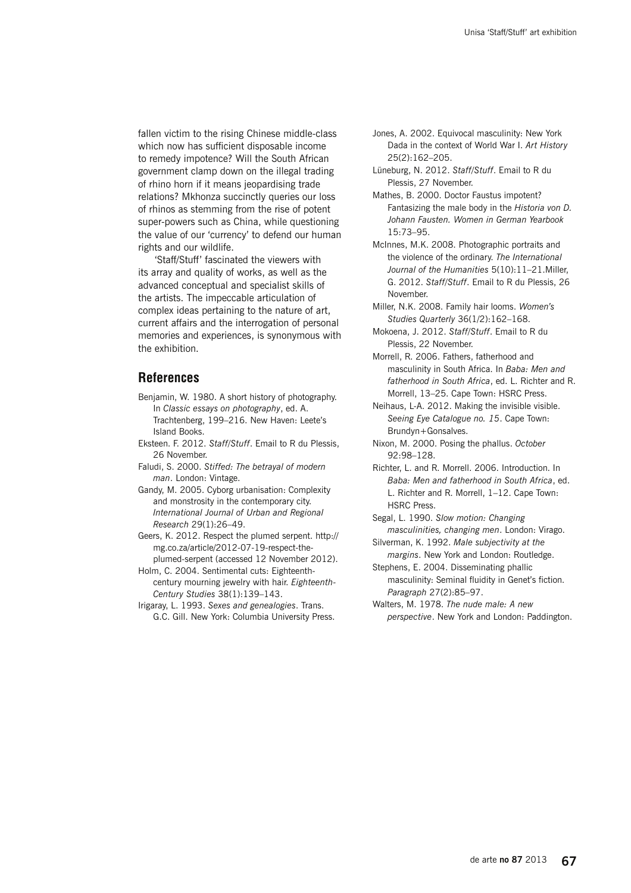fallen victim to the rising Chinese middle-class which now has sufficient disposable income to remedy impotence? Will the South African government clamp down on the illegal trading of rhino horn if it means jeopardising trade relations? Mkhonza succinctly queries our loss of rhinos as stemming from the rise of potent super-powers such as China, while questioning the value of our 'currency' to defend our human rights and our wildlife.

'Staff/Stuff' fascinated the viewers with its array and quality of works, as well as the advanced conceptual and specialist skills of the artists. The impeccable articulation of complex ideas pertaining to the nature of art, current affairs and the interrogation of personal memories and experiences, is synonymous with the exhibition.

## References

Benjamin, W. 1980. A short history of photography. In *Classic essays on photography*, ed. A. Trachtenberg, 199–216. New Haven: Leete's Island Books.

Eksteen. F. 2012. *Staff/Stuff*. Email to R du Plessis, 26 November.

Faludi, S. 2000. *Stiffed: The betrayal of modern man*. London: Vintage.

Gandy, M. 2005. Cyborg urbanisation: Complexity and monstrosity in the contemporary city. *International Journal of Urban and Regional Research* 29(1):26–49.

Geers, K. 2012. Respect the plumed serpent. http://mg.co.za/article/2012-07-19-respect-the-plumed-serpent (accessed 12 November 2012).

Holm, C. 2004. Sentimental cuts: Eighteenth-century mourning jewelry with hair. *Eighteenth-Century Studies* 38(1):139–143.

Irigaray, L. 1993. *Sexes and genealogies*. Trans. G.C. Gill. New York: Columbia University Press.

Jones, A. 2002. Equivocal masculinity: New York Dada in the context of World War I. *Art History* 25(2):162–205.

Lüneburg, N. 2012. *Staff/Stuff*. Email to R du Plessis, 27 November.

Mathes, B. 2000. Doctor Faustus impotent? Fantasizing the male body in the *Historia von D. Johann Fausten. Women in German Yearbook* 15:73–95.

McInnes, M.K. 2008. Photographic portraits and the violence of the ordinary. *The International Journal of the Humanities* 5(10):11–21.Miller, G. 2012. *Staff/Stuff*. Email to R du Plessis, 26 November.

Miller, N.K. 2008. Family hair looms. *Women's Studies Quarterly* 36(1/2):162–168.

Mokoena, J. 2012. *Staff/Stuff*. Email to R du Plessis, 22 November.

Morrell, R. 2006. Fathers, fatherhood and masculinity in South Africa. In *Baba: Men and fatherhood in South Africa*, ed. L. Richter and R. Morrell, 13–25. Cape Town: HSRC Press.

Neihaus, L-A. 2012. Making the invisible visible. *Seeing Eye Catalogue no. 15*. Cape Town: Brundyn+Gonsalves.

Nixon, M. 2000. Posing the phallus. *October* 92:98–128.

Richter, L. and R. Morrell. 2006. Introduction. In *Baba: Men and fatherhood in South Africa*, ed. L. Richter and R. Morrell, 1–12. Cape Town: HSRC Press.

Segal, L. 1990. *Slow motion: Changing masculinities, changing men*. London: Virago.

Silverman, K. 1992. *Male subjectivity at the margins*. New York and London: Routledge.

Stephens, E. 2004. Disseminating phallic masculinity: Seminal fluidity in Genet's fiction. *Paragraph* 27(2):85–97.

Walters, M. 1978. *The nude male: A new perspective*. New York and London: Paddington.